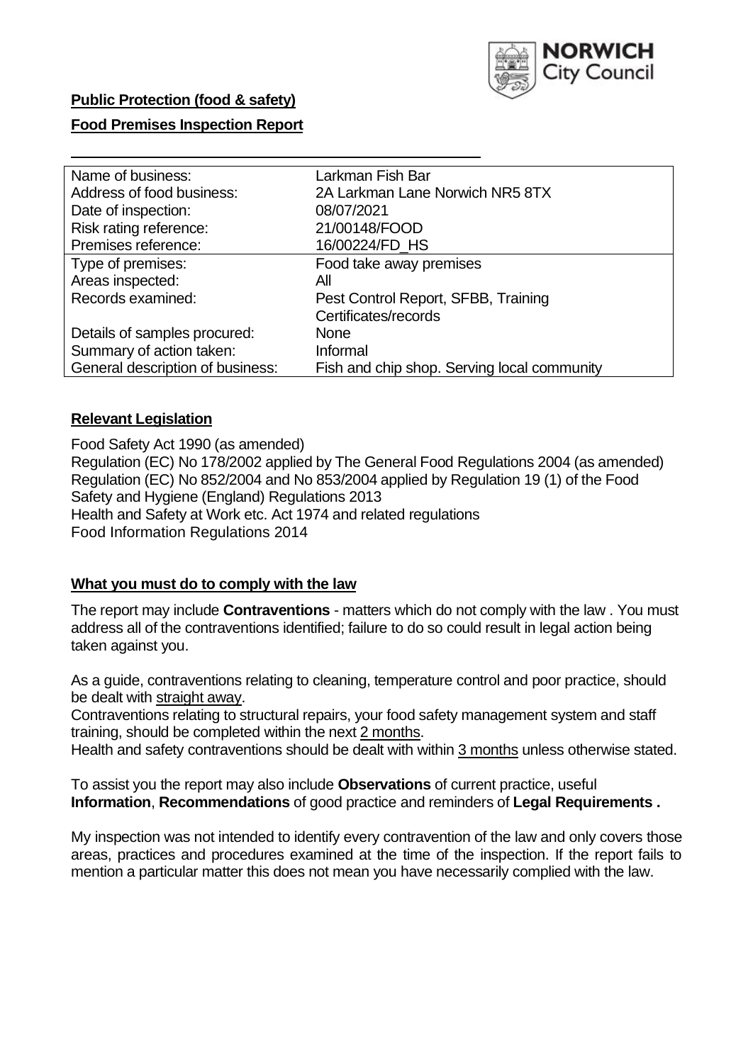**Public Protection (food & safety)**

**Food Premises Inspection Report**

| | |
|---|---|
| Name of business: | Larkman Fish Bar |
| Address of food business: | 2A Larkman Lane Norwich NR5 8TX |
| Date of inspection: | 08/07/2021 |
| Risk rating reference: | 21/00148/FOOD |
| Premises reference: | 16/00224/FD_HS |
| Type of premises: | Food take away premises |
| Areas inspected: | All |
| Records examined: | Pest Control Report, SFBB, Training Certificates/records |
| Details of samples procured: | None |
| Summary of action taken: | Informal |
| General description of business: | Fish and chip shop. Serving local community |

## Relevant Legislation

Food Safety Act 1990 (as amended)
Regulation (EC) No 178/2002 applied by The General Food Regulations 2004 (as amended)
Regulation (EC) No 852/2004 and No 853/2004 applied by Regulation 19 (1) of the Food Safety and Hygiene (England) Regulations 2013
Health and Safety at Work etc. Act 1974 and related regulations
Food Information Regulations 2014

## What you must do to comply with the law

The report may include **Contraventions** - matters which do not comply with the law . You must address all of the contraventions identified; failure to do so could result in legal action being taken against you.

As a guide, contraventions relating to cleaning, temperature control and poor practice, should be dealt with straight away.

Contraventions relating to structural repairs, your food safety management system and staff training, should be completed within the next 2 months.

Health and safety contraventions should be dealt with within 3 months unless otherwise stated.

To assist you the report may also include **Observations** of current practice, useful **Information**, **Recommendations** of good practice and reminders of **Legal Requirements .**

My inspection was not intended to identify every contravention of the law and only covers those areas, practices and procedures examined at the time of the inspection. If the report fails to mention a particular matter this does not mean you have necessarily complied with the law.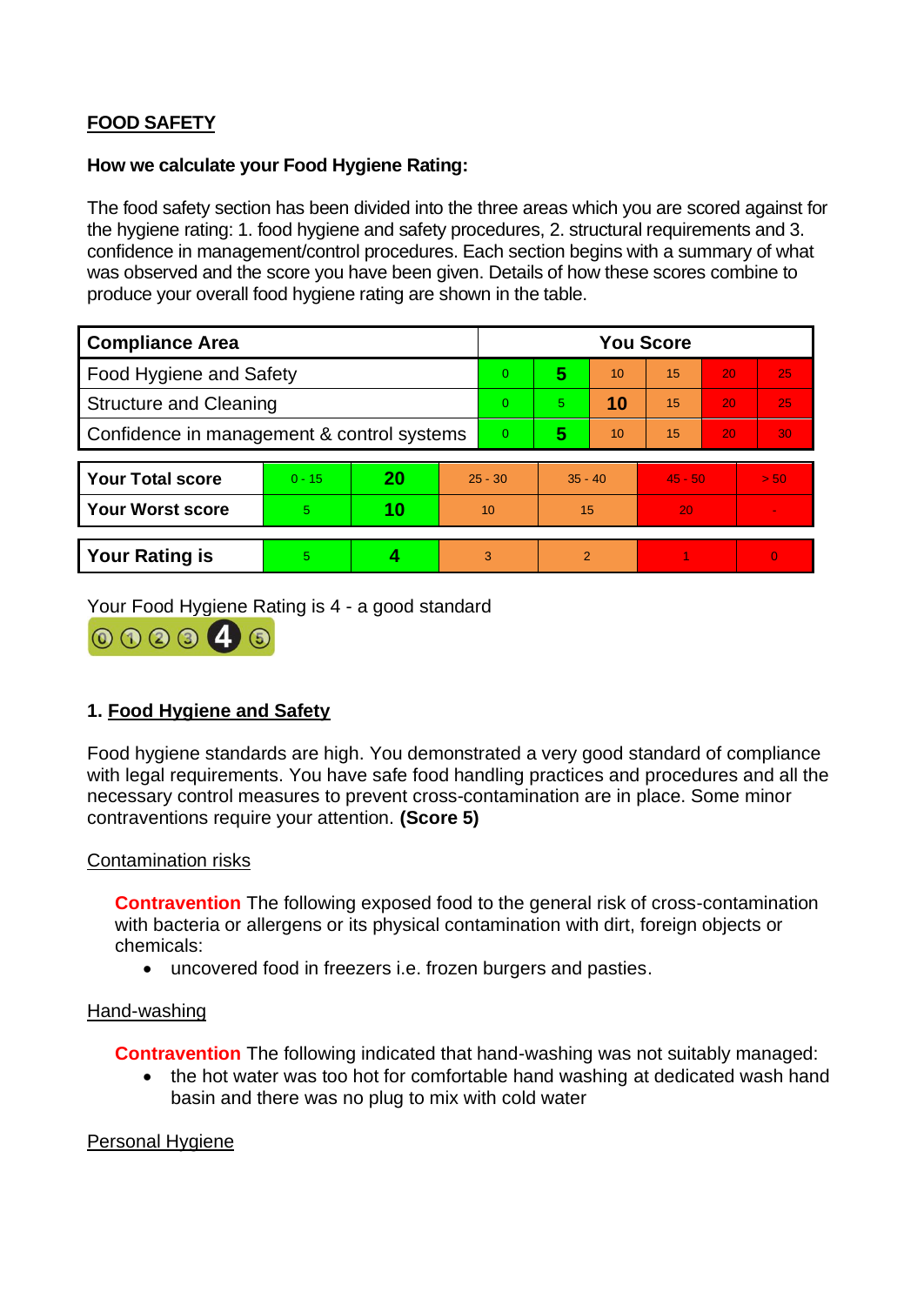**FOOD SAFETY**

**How we calculate your Food Hygiene Rating:**

The food safety section has been divided into the three areas which you are scored against for the hygiene rating: 1. food hygiene and safety procedures, 2. structural requirements and 3. confidence in management/control procedures. Each section begins with a summary of what was observed and the score you have been given. Details of how these scores combine to produce your overall food hygiene rating are shown in the table.

| Compliance Area | You Score | | | | | |
|---|---|---|---|---|---|---|
| Food Hygiene and Safety | 0 | **5** | 10 | 15 | 20 | 25 |
| Structure and Cleaning | 0 | 5 | **10** | 15 | 20 | 25 |
| Confidence in management & control systems | 0 | **5** | 10 | 15 | 20 | 30 |

| | | | | | | |
|---|---|---|---|---|---|---|
| **Your Total score** | 0 - 15 | **20** | 25 - 30 | 35 - 40 | 45 - 50 | > 50 |
| **Your Worst score** | 5 | **10** | 10 | 15 | 20 | - |
| **Your Rating is** | 5 | **4** | 3 | 2 | 1 | 0 |

Your Food Hygiene Rating is 4 - a good standard

## 1. Food Hygiene and Safety

Food hygiene standards are high. You demonstrated a very good standard of compliance with legal requirements. You have safe food handling practices and procedures and all the necessary control measures to prevent cross-contamination are in place. Some minor contraventions require your attention. **(Score 5)**

Contamination risks

**Contravention** The following exposed food to the general risk of cross-contamination with bacteria or allergens or its physical contamination with dirt, foreign objects or chemicals:

- uncovered food in freezers i.e. frozen burgers and pasties.

Hand-washing

**Contravention** The following indicated that hand-washing was not suitably managed:

- the hot water was too hot for comfortable hand washing at dedicated wash hand basin and there was no plug to mix with cold water

Personal Hygiene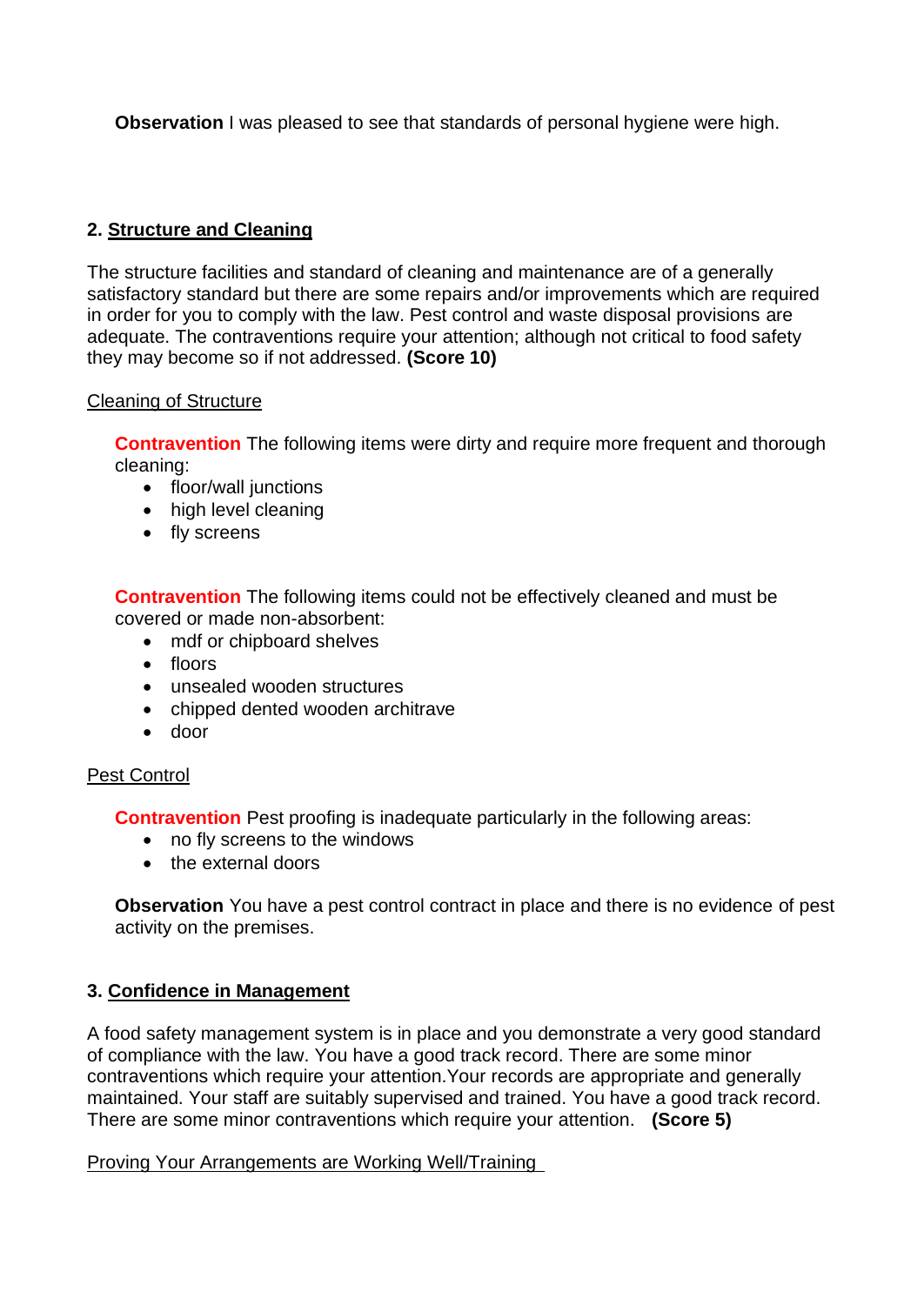**Observation** I was pleased to see that standards of personal hygiene were high.

## 2. Structure and Cleaning

The structure facilities and standard of cleaning and maintenance are of a generally satisfactory standard but there are some repairs and/or improvements which are required in order for you to comply with the law. Pest control and waste disposal provisions are adequate. The contraventions require your attention; although not critical to food safety they may become so if not addressed. **(Score 10)**

### Cleaning of Structure

**Contravention** The following items were dirty and require more frequent and thorough cleaning:

- floor/wall junctions
- high level cleaning
- fly screens

**Contravention** The following items could not be effectively cleaned and must be covered or made non-absorbent:

- mdf or chipboard shelves
- floors
- unsealed wooden structures
- chipped dented wooden architrave
- door

### Pest Control

**Contravention** Pest proofing is inadequate particularly in the following areas:

- no fly screens to the windows
- the external doors

**Observation** You have a pest control contract in place and there is no evidence of pest activity on the premises.

## 3. Confidence in Management

A food safety management system is in place and you demonstrate a very good standard of compliance with the law. You have a good track record. There are some minor contraventions which require your attention.Your records are appropriate and generally maintained. Your staff are suitably supervised and trained. You have a good track record. There are some minor contraventions which require your attention. **(Score 5)**

### Proving Your Arrangements are Working Well/Training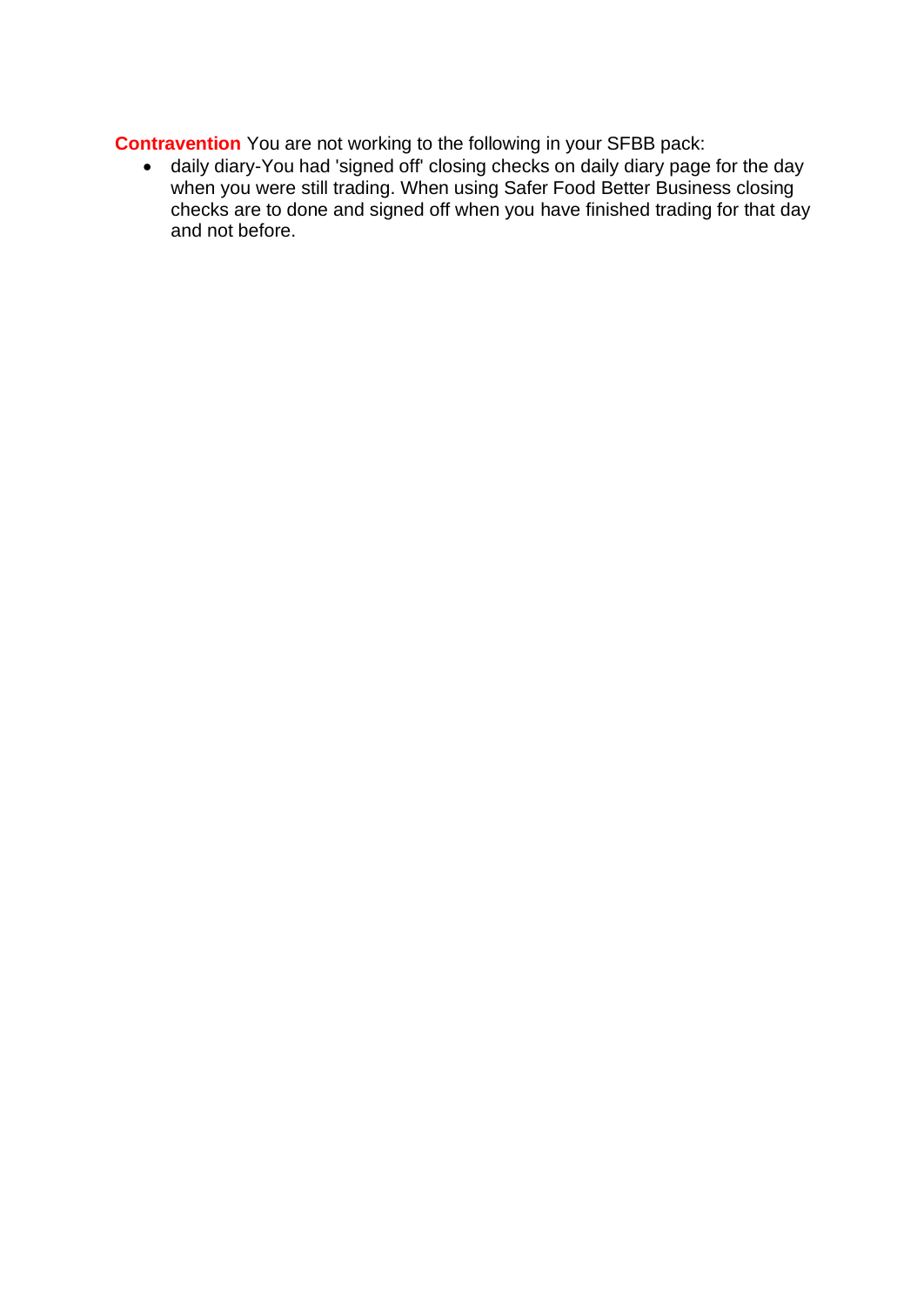**Contravention** You are not working to the following in your SFBB pack:

- daily diary-You had 'signed off' closing checks on daily diary page for the day when you were still trading. When using Safer Food Better Business closing checks are to done and signed off when you have finished trading for that day and not before.